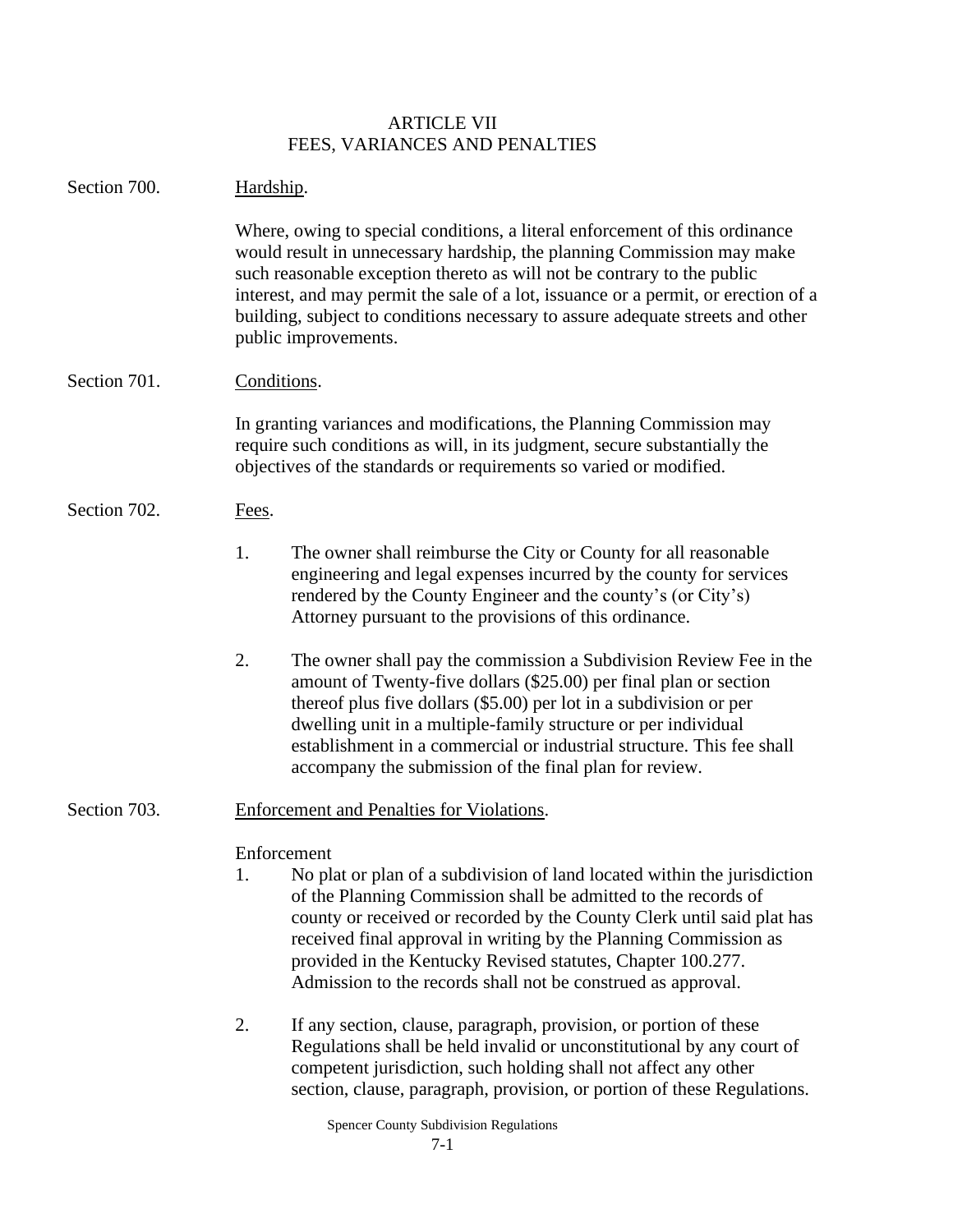# ARTICLE VII
# FEES, VARIANCES AND PENALTIES

Section 700. Hardship.

Where, owing to special conditions, a literal enforcement of this ordinance would result in unnecessary hardship, the planning Commission may make such reasonable exception thereto as will not be contrary to the public interest, and may permit the sale of a lot, issuance or a permit, or erection of a building, subject to conditions necessary to assure adequate streets and other public improvements.

Section 701. Conditions.

In granting variances and modifications, the Planning Commission may require such conditions as will, in its judgment, secure substantially the objectives of the standards or requirements so varied or modified.

Section 702. Fees.

1. The owner shall reimburse the City or County for all reasonable engineering and legal expenses incurred by the county for services rendered by the County Engineer and the county's (or City's) Attorney pursuant to the provisions of this ordinance.

2. The owner shall pay the commission a Subdivision Review Fee in the amount of Twenty-five dollars ($25.00) per final plan or section thereof plus five dollars ($5.00) per lot in a subdivision or per dwelling unit in a multiple-family structure or per individual establishment in a commercial or industrial structure. This fee shall accompany the submission of the final plan for review.

Section 703. Enforcement and Penalties for Violations.

Enforcement

1. No plat or plan of a subdivision of land located within the jurisdiction of the Planning Commission shall be admitted to the records of county or received or recorded by the County Clerk until said plat has received final approval in writing by the Planning Commission as provided in the Kentucky Revised statutes, Chapter 100.277. Admission to the records shall not be construed as approval.

2. If any section, clause, paragraph, provision, or portion of these Regulations shall be held invalid or unconstitutional by any court of competent jurisdiction, such holding shall not affect any other section, clause, paragraph, provision, or portion of these Regulations.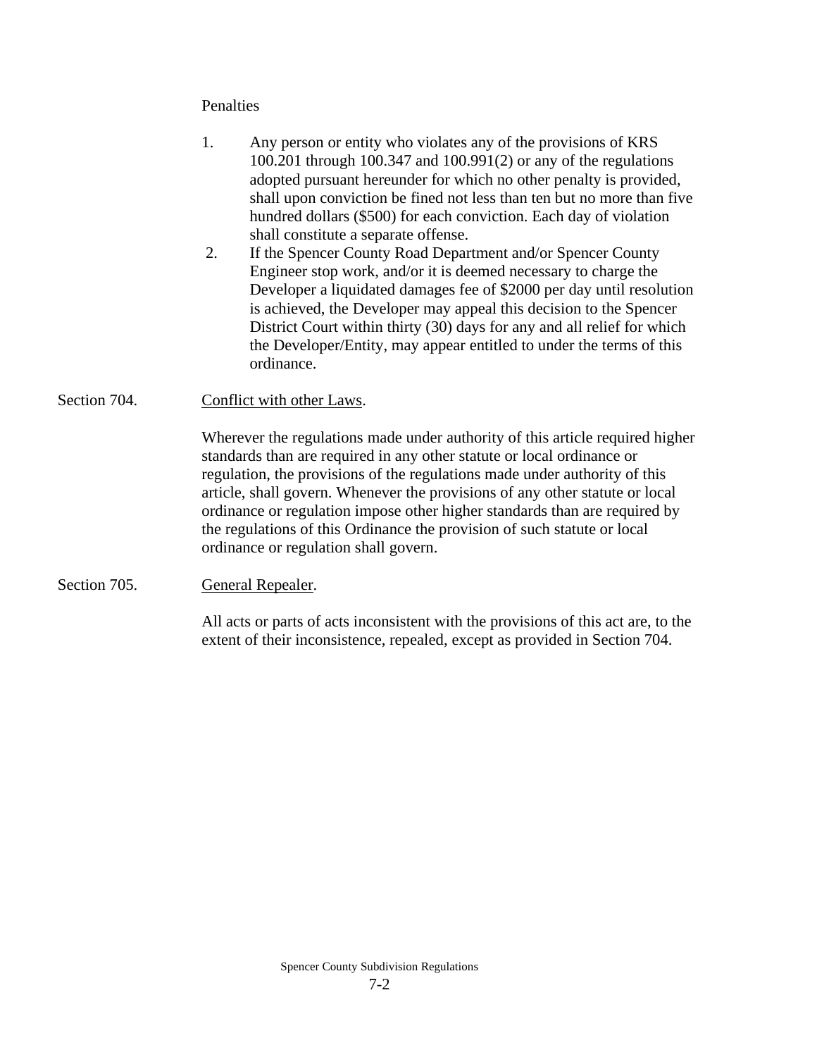Penalties

1. Any person or entity who violates any of the provisions of KRS 100.201 through 100.347 and 100.991(2) or any of the regulations adopted pursuant hereunder for which no other penalty is provided, shall upon conviction be fined not less than ten but no more than five hundred dollars ($500) for each conviction. Each day of violation shall constitute a separate offense.
2. If the Spencer County Road Department and/or Spencer County Engineer stop work, and/or it is deemed necessary to charge the Developer a liquidated damages fee of $2000 per day until resolution is achieved, the Developer may appeal this decision to the Spencer District Court within thirty (30) days for any and all relief for which the Developer/Entity, may appear entitled to under the terms of this ordinance.

Section 704. Conflict with other Laws.

Wherever the regulations made under authority of this article required higher standards than are required in any other statute or local ordinance or regulation, the provisions of the regulations made under authority of this article, shall govern. Whenever the provisions of any other statute or local ordinance or regulation impose other higher standards than are required by the regulations of this Ordinance the provision of such statute or local ordinance or regulation shall govern.

Section 705. General Repealer.

All acts or parts of acts inconsistent with the provisions of this act are, to the extent of their inconsistence, repealed, except as provided in Section 704.